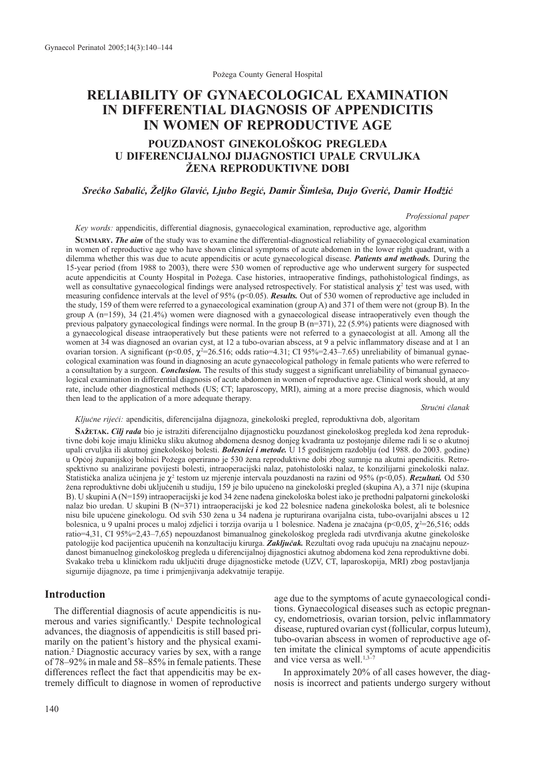Požega County General Hospital

# RELIABILITY OF GYNAECOLOGICAL EXAMINATION IN DIFFERENTIAL DIAGNOSIS OF APPENDICITIS IN WOMEN OF REPRODUCTIVE AGE

## POUZDANOST GINEKOLOŠKOG PREGLEDA U DIFERENCIJALNOJ DIJAGNOSTICI UPALE CRVULJKA ŽENA REPRODUKTIVNE DOBI

***Srećko Sabalić, Željko Glavić, Ljubo Begić, Damir Šimleša, Dujo Gverić, Damir Hodžić***

*Professional paper*

*Key words:* appendicitis, differential diagnosis, gynaecological examination, reproductive age, algorithm

**SUMMARY.** ***The aim*** of the study was to examine the differential-diagnostical reliability of gynaecological examination in women of reproductive age who have shown clinical symptoms of acute abdomen in the lower right quadrant, with a dilemma whether this was due to acute appendicitis or acute gynaecological disease. ***Patients and methods.*** During the 15-year period (from 1988 to 2003), there were 530 women of reproductive age who underwent surgery for suspected acute appendicitis at County Hospital in Požega. Case histories, intraoperative findings, pathohistological findings, as well as consultative gynaecological findings were analysed retrospectively. For statistical analysis $\chi^2$ test was used, with measuring confidence intervals at the level of 95% ($p<0.05$). ***Results.*** Out of 530 women of reproductive age included in the study, 159 of them were referred to a gynaecological examination (group A) and 371 of them were not (group B). In the group A (n=159), 34 (21.4%) women were diagnosed with a gynaecological disease intraoperatively even though the previous palpatory gynaecological findings were normal. In the group B (n=371), 22 (5.9%) patients were diagnosed with a gynaecological disease intraoperatively but these patients were not referred to a gynaecologist at all. Among all the women at 34 was diagnosed an ovarian cyst, at 12 a tubo-ovarian abscess, at 9 a pelvic inflammatory disease and at 1 an ovarian torsion. A significant ($p<0.05$, $\chi^2$=26.516; odds ratio=4.31; CI 95%=2.43–7.65) unreliability of bimanual gynaecological examination was found in diagnosing an acute gynaecological pathology in female patients who were referred to a consultation by a surgeon. ***Conclusion.*** The results of this study suggest a significant unreliability of bimanual gynaecological examination in differential diagnosis of acute abdomen in women of reproductive age. Clinical work should, at any rate, include other diagnostical methods (US; CT; laparoscopy, MRI), aiming at a more precise diagnosis, which would then lead to the application of a more adequate therapy.

*Stručni članak*

*Ključne riječi:* apendicitis, diferencijalna dijagnoza, ginekološki pregled, reproduktivna dob, algoritam

**SAŽETAK.** ***Cilj rada*** bio je istražiti diferencijalno dijagnostičku pouzdanost ginekološkog pregleda kod žena reproduktivne dobi koje imaju kliničku sliku akutnog abdomena desnog donjeg kvadranta uz postojanje dileme radi li se o akutnoj upali crvuljka ili akutnoj ginekološkoj bolesti. ***Bolesnici i metode.*** U 15 godišnjem razdoblju (od 1988. do 2003. godine) u Općoj županijskoj bolnici Požega operirano je 530 žena reproduktivne dobi zbog sumnje na akutni apendicitis. Retrospektivno su analizirane povijesti bolesti, intraoperacijski nalaz, patohistološki nalaz, te konzilijarni ginekološki nalaz. Statistička analiza učinjena je $\chi^2$ testom uz mjerenje intervala pouzdanosti na razini od 95% ($p<0,05$). ***Rezultati.*** Od 530 žena reproduktivne dobi uključenih u studiju, 159 je bilo upućeno na ginekološki pregled (skupina A), a 371 nije (skupina B). U skupini A (N=159) intraoperacijski je kod 34 žene nađena ginekološka bolest iako je prethodni palpatorni ginekološki nalaz bio uredan. U skupini B (N=371) intraoperacijski je kod 22 bolesnice nađena ginekološka bolest, ali te bolesnice nisu bile upućene ginekologu. Od svih 530 žena u 34 nađena je rupturirana ovarijalna cista, tubo-ovarijalni absces u 12 bolesnica, u 9 upalni proces u maloj zdjelici i torzija ovarija u 1 bolesnice. Nađena je značajna ($p<0,05$, $\chi^2$=26,516; odds ratio=4,31, CI 95%=2,43–7,65) nepouzdanost bimanualnog ginekološkog pregleda radi utvrđivanja akutne ginekološke patologije kod pacijentica upućenih na konzultaciju kirurga. ***Zaključak.*** Rezultati ovog rada upućuju na značajnu nepouzdanost bimanuelnog ginekološkog pregleda u diferencijalnoj dijagnostici akutnog abdomena kod žena reproduktivne dobi. Svakako treba u kliničkom radu uključiti druge dijagnostičke metode (UZV, CT, laparoskopija, MRI) zbog postavljanja sigurnije dijagnoze, pa time i primjenjivanja adekvatnije terapije.

## Introduction

The differential diagnosis of acute appendicitis is numerous and varies significantly.[1] Despite technological advances, the diagnosis of appendicitis is still based primarily on the patient's history and the physical examination.[2] Diagnostic accuracy varies by sex, with a range of 78–92% in male and 58–85% in female patients. These differences reflect the fact that appendicitis may be extremely difficult to diagnose in women of reproductive age due to the symptoms of acute gynaecological conditions. Gynaecological diseases such as ectopic pregnancy, endometriosis, ovarian torsion, pelvic inflammatory disease, ruptured ovarian cyst (follicular, corpus luteum), tubo-ovarian abscess in women of reproductive age often imitate the clinical symptoms of acute appendicitis and vice versa as well.[1,3–7]

In approximately 20% of all cases however, the diagnosis is incorrect and patients undergo surgery without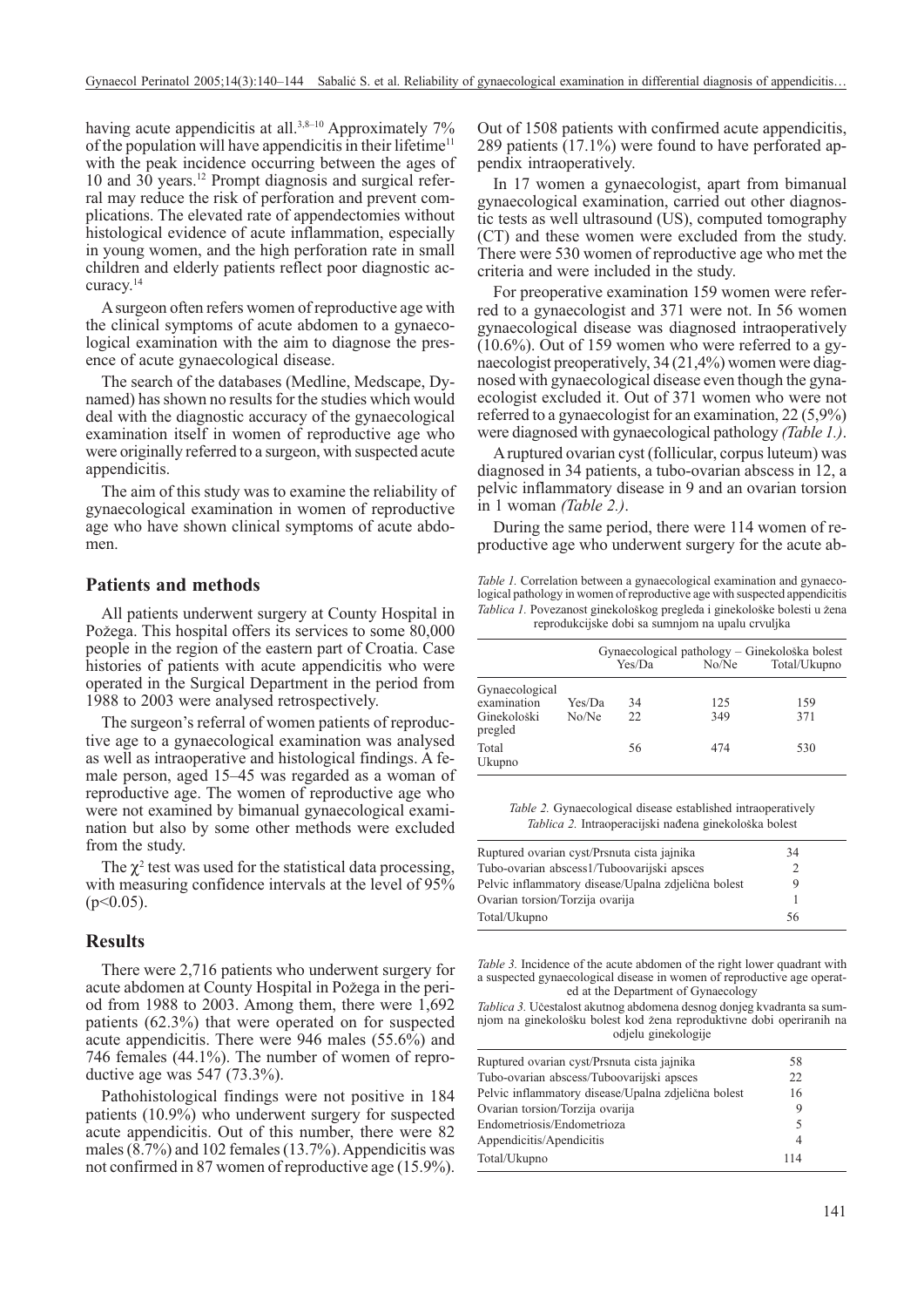having acute appendicitis at all.[3,8–10] Approximately 7% of the population will have appendicitis in their lifetime[11] with the peak incidence occurring between the ages of 10 and 30 years.[12] Prompt diagnosis and surgical referral may reduce the risk of perforation and prevent complications. The elevated rate of appendectomies without histological evidence of acute inflammation, especially in young women, and the high perforation rate in small children and elderly patients reflect poor diagnostic accuracy.[14]

A surgeon often refers women of reproductive age with the clinical symptoms of acute abdomen to a gynaecological examination with the aim to diagnose the presence of acute gynaecological disease.

The search of the databases (Medline, Medscape, Dynamed) has shown no results for the studies which would deal with the diagnostic accuracy of the gynaecological examination itself in women of reproductive age who were originally referred to a surgeon, with suspected acute appendicitis.

The aim of this study was to examine the reliability of gynaecological examination in women of reproductive age who have shown clinical symptoms of acute abdomen.

## Patients and methods

All patients underwent surgery at County Hospital in Požega. This hospital offers its services to some 80,000 people in the region of the eastern part of Croatia. Case histories of patients with acute appendicitis who were operated in the Surgical Department in the period from 1988 to 2003 were analysed retrospectively.

The surgeon's referral of women patients of reproductive age to a gynaecological examination was analysed as well as intraoperative and histological findings. A female person, aged 15–45 was regarded as a woman of reproductive age. The women of reproductive age who were not examined by bimanual gynaecological examination but also by some other methods were excluded from the study.

The $\chi^2$ test was used for the statistical data processing, with measuring confidence intervals at the level of 95% ($p<0.05$).

## Results

There were 2,716 patients who underwent surgery for acute abdomen at County Hospital in Požega in the period from 1988 to 2003. Among them, there were 1,692 patients (62.3%) that were operated on for suspected acute appendicitis. There were 946 males (55.6%) and 746 females (44.1%). The number of women of reproductive age was 547 (73.3%).

Pathohistological findings were not positive in 184 patients (10.9%) who underwent surgery for suspected acute appendicitis. Out of this number, there were 82 males (8.7%) and 102 females (13.7%). Appendicitis was not confirmed in 87 women of reproductive age (15.9%). Out of 1508 patients with confirmed acute appendicitis, 289 patients (17.1%) were found to have perforated appendix intraoperatively.

In 17 women a gynaecologist, apart from bimanual gynaecological examination, carried out other diagnostic tests as well ultrasound (US), computed tomography (CT) and these women were excluded from the study. There were 530 women of reproductive age who met the criteria and were included in the study.

For preoperative examination 159 women were referred to a gynaecologist and 371 were not. In 56 women gynaecological disease was diagnosed intraoperatively (10.6%). Out of 159 women who were referred to a gynaecologist preoperatively, 34 (21,4%) women were diagnosed with gynaecological disease even though the gynaecologist excluded it. Out of 371 women who were not referred to a gynaecologist for an examination, 22 (5,9%) were diagnosed with gynaecological pathology *(Table 1.)*.

A ruptured ovarian cyst (follicular, corpus luteum) was diagnosed in 34 patients, a tubo-ovarian abscess in 12, a pelvic inflammatory disease in 9 and an ovarian torsion in 1 woman *(Table 2.)*.

During the same period, there were 114 women of reproductive age who underwent surgery for the acute ab-

*Table 1.* Correlation between a gynaecological examination and gynaecological pathology in women of reproductive age with suspected appendicitis
*Tablica 1.* Povezanost ginekološkog pregleda i ginekološke bolesti u žena reprodukcijske dobi sa sumnjom na upalu crvuljka

| | | Gynaecological pathology – Ginekološka bolest | | |
|---|---|---|---|---|
| | | Yes/Da | No/Ne | Total/Ukupno |
| Gynaecological examination Ginekološki pregled | Yes/Da | 34 | 125 | 159 |
| | No/Ne | 22 | 349 | 371 |
| Total Ukupno | | 56 | 474 | 530 |

*Table 2.* Gynaecological disease established intraoperatively
*Tablica 2.* Intraoperacijski nađena ginekološka bolest

| | |
|---|---|
| Ruptured ovarian cyst/Prsnuta cista jajnika | 34 |
| Tubo-ovarian abscess1/Tuboovarijski apsces | 2 |
| Pelvic inflammatory disease/Upalna zdjelična bolest | 9 |
| Ovarian torsion/Torzija ovarija | 1 |
| Total/Ukupno | 56 |

*Table 3.* Incidence of the acute abdomen of the right lower quadrant with a suspected gynaecological disease in women of reproductive age operated at the Department of Gynaecology
*Tablica 3.* Učestalost akutnog abdomena desnog donjeg kvadranta sa sumnjom na ginekološku bolest kod žena reproduktivne dobi operiranih na odjelu ginekologije

| | |
|---|---|
| Ruptured ovarian cyst/Prsnuta cista jajnika | 58 |
| Tubo-ovarian abscess/Tuboovarijski apsces | 22 |
| Pelvic inflammatory disease/Upalna zdjelična bolest | 16 |
| Ovarian torsion/Torzija ovarija | 9 |
| Endometriosis/Endometrioza | 5 |
| Appendicitis/Apendicitis | 4 |
| Total/Ukupno | 114 |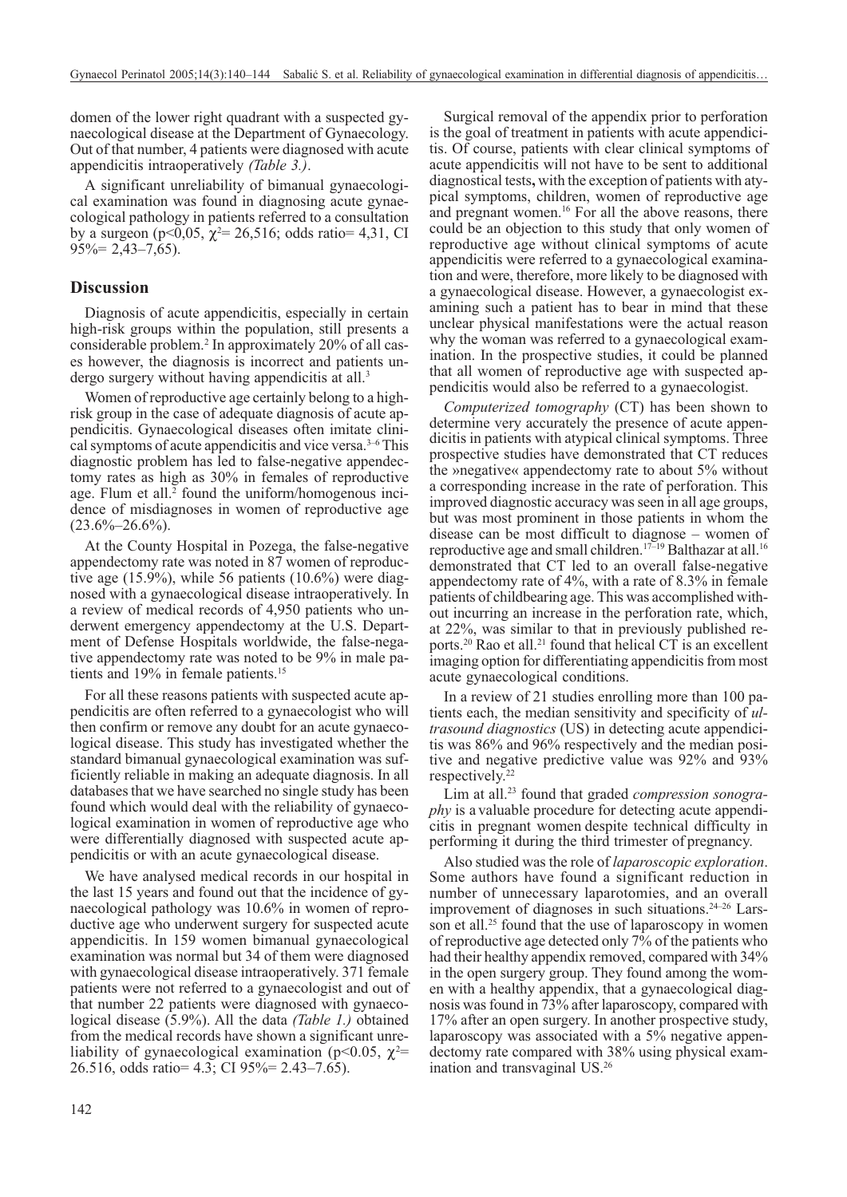domen of the lower right quadrant with a suspected gynaecological disease at the Department of Gynaecology. Out of that number, 4 patients were diagnosed with acute appendicitis intraoperatively *(Table 3.)*.

A significant unreliability of bimanual gynaecological examination was found in diagnosing acute gynaecological pathology in patients referred to a consultation by a surgeon ($p<0,05$, $\chi^2= 26,516$; odds ratio= 4,31, CI 95%= 2,43–7,65).

## Discussion

Diagnosis of acute appendicitis, especially in certain high-risk groups within the population, still presents a considerable problem.[2] In approximately 20% of all cases however, the diagnosis is incorrect and patients undergo surgery without having appendicitis at all.[3]

Women of reproductive age certainly belong to a high-risk group in the case of adequate diagnosis of acute appendicitis. Gynaecological diseases often imitate clinical symptoms of acute appendicitis and vice versa.[3–6] This diagnostic problem has led to false-negative appendectomy rates as high as 30% in females of reproductive age. Flum et all.[2] found the uniform/homogenous incidence of misdiagnoses in women of reproductive age (23.6%–26.6%).

At the County Hospital in Pozega, the false-negative appendectomy rate was noted in 87 women of reproductive age (15.9%), while 56 patients (10.6%) were diagnosed with a gynaecological disease intraoperatively. In a review of medical records of 4,950 patients who underwent emergency appendectomy at the U.S. Department of Defense Hospitals worldwide, the false-negative appendectomy rate was noted to be 9% in male patients and 19% in female patients.[15]

For all these reasons patients with suspected acute appendicitis are often referred to a gynaecologist who will then confirm or remove any doubt for an acute gynaecological disease. This study has investigated whether the standard bimanual gynaecological examination was sufficiently reliable in making an adequate diagnosis. In all databases that we have searched no single study has been found which would deal with the reliability of gynaecological examination in women of reproductive age who were differentially diagnosed with suspected acute appendicitis or with an acute gynaecological disease.

We have analysed medical records in our hospital in the last 15 years and found out that the incidence of gynaecological pathology was 10.6% in women of reproductive age who underwent surgery for suspected acute appendicitis. In 159 women bimanual gynaecological examination was normal but 34 of them were diagnosed with gynaecological disease intraoperatively. 371 female patients were not referred to a gynaecologist and out of that number 22 patients were diagnosed with gynaecological disease (5.9%). All the data *(Table 1.)* obtained from the medical records have shown a significant unreliability of gynaecological examination ($p<0.05$, $\chi^2= 26.516$, odds ratio= 4.3; CI 95%= 2.43–7.65).

Surgical removal of the appendix prior to perforation is the goal of treatment in patients with acute appendicitis. Of course, patients with clear clinical symptoms of acute appendicitis will not have to be sent to additional diagnostical tests**,** with the exception of patients with atypical symptoms, children, women of reproductive age and pregnant women.[16] For all the above reasons, there could be an objection to this study that only women of reproductive age without clinical symptoms of acute appendicitis were referred to a gynaecological examination and were, therefore, more likely to be diagnosed with a gynaecological disease. However, a gynaecologist examining such a patient has to bear in mind that these unclear physical manifestations were the actual reason why the woman was referred to a gynaecological examination. In the prospective studies, it could be planned that all women of reproductive age with suspected appendicitis would also be referred to a gynaecologist.

*Computerized tomography* (CT) has been shown to determine very accurately the presence of acute appendicitis in patients with atypical clinical symptoms. Three prospective studies have demonstrated that CT reduces the »negative« appendectomy rate to about 5% without a corresponding increase in the rate of perforation. This improved diagnostic accuracy was seen in all age groups, but was most prominent in those patients in whom the disease can be most difficult to diagnose – women of reproductive age and small children.[17–19] Balthazar at all.[16] demonstrated that CT led to an overall false-negative appendectomy rate of 4%, with a rate of 8.3% in female patients of childbearing age. This was accomplished without incurring an increase in the perforation rate, which, at 22%, was similar to that in previously published reports.[20] Rao et all.[21] found that helical CT is an excellent imaging option for differentiating appendicitis from most acute gynaecological conditions.

In a review of 21 studies enrolling more than 100 patients each, the median sensitivity and specificity of *ultrasound diagnostics* (US) in detecting acute appendicitis was 86% and 96% respectively and the median positive and negative predictive value was 92% and 93% respectively.[22]

Lim at all.[23] found that graded *compression sonography* is a valuable procedure for detecting acute appendicitis in pregnant women despite technical difficulty in performing it during the third trimester of pregnancy.

Also studied was the role of *laparoscopic exploration*. Some authors have found a significant reduction in number of unnecessary laparotomies, and an overall improvement of diagnoses in such situations.[24–26] Larsson et all.[25] found that the use of laparoscopy in women of reproductive age detected only 7% of the patients who had their healthy appendix removed, compared with 34% in the open surgery group. They found among the women with a healthy appendix, that a gynaecological diagnosis was found in 73% after laparoscopy, compared with 17% after an open surgery. In another prospective study, laparoscopy was associated with a 5% negative appendectomy rate compared with 38% using physical examination and transvaginal US.[26]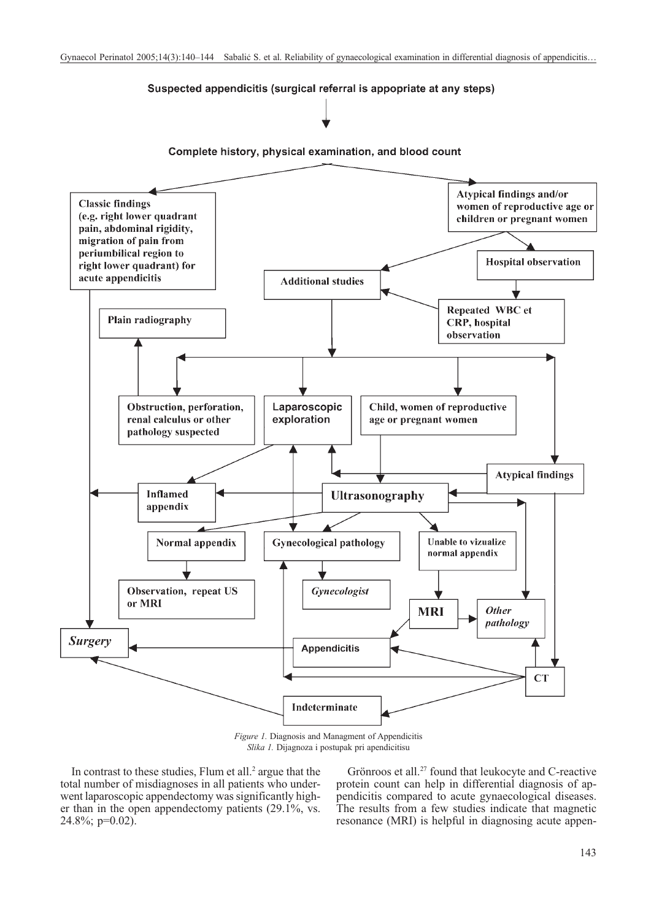Suspected appendicitis (surgical referral is appopriate at any steps)

Complete history, physical examination, and blood count

- Classic findings (e.g. right lower quadrant pain, abdominal rigidity, migration of pain from periumbilical region to right lower quadrant) for acute appendicitis
- Atypical findings and/or women of reproductive age or children or pregnant women
- Hospital observation
- Additional studies
- Repeated WBC et CRP, hospital observation
- Plain radiography
- Obstruction, perforation, renal calculus or other pathology suspected
- Laparoscopic exploration
- Child, women of reproductive age or pregnant women
- Atypical findings
- Inflamed appendix
- Ultrasonography
- Normal appendix
- Gynecological pathology
- Unable to vizualize normal appendix
- Observation, repeat US or MRI
- *Gynecologist*
- MRI
- *Other pathology*
- *Surgery*
- Appendicitis
- CT
- Indeterminate

*Figure 1.* Diagnosis and Managment of Appendicitis
*Slika 1.* Dijagnoza i postupak pri apendicitisu

In contrast to these studies, Flum et all.[2] argue that the total number of misdiagnoses in all patients who underwent laparoscopic appendectomy was significantly higher than in the open appendectomy patients (29.1%, vs. 24.8%; p=0.02).

Grönroos et all.[27] found that leukocyte and C-reactive protein count can help in differential diagnosis of appendicitis compared to acute gynaecological diseases. The results from a few studies indicate that magnetic resonance (MRI) is helpful in diagnosing acute appen-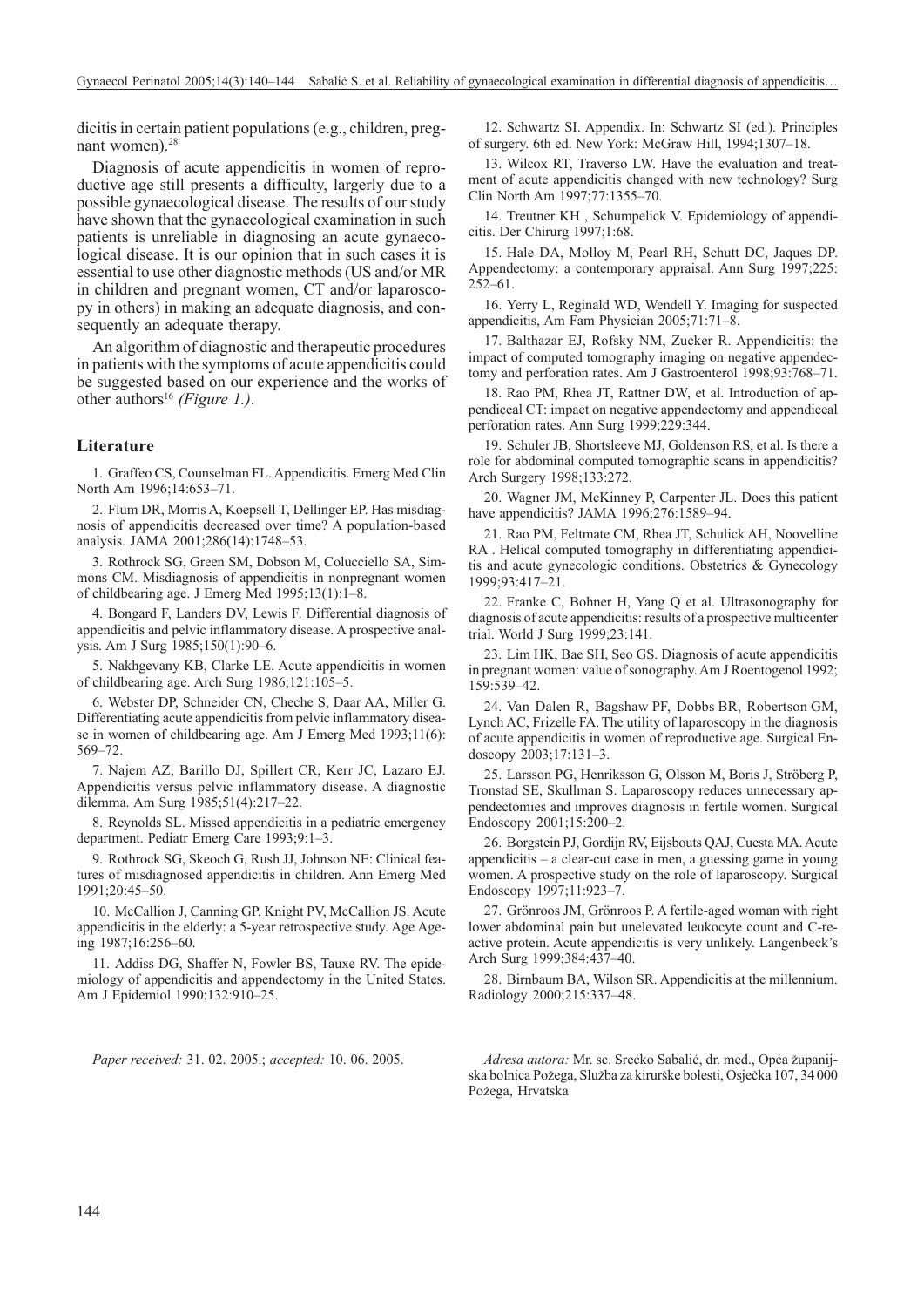dicitis in certain patient populations (e.g., children, pregnant women).[28]

Diagnosis of acute appendicitis in women of reproductive age still presents a difficulty, largerly due to a possible gynaecological disease. The results of our study have shown that the gynaecological examination in such patients is unreliable in diagnosing an acute gynaecological disease. It is our opinion that in such cases it is essential to use other diagnostic methods (US and/or MR in children and pregnant women, CT and/or laparoscopy in others) in making an adequate diagnosis, and consequently an adequate therapy.

An algorithm of diagnostic and therapeutic procedures in patients with the symptoms of acute appendicitis could be suggested based on our experience and the works of other authors[16] *(Figure 1.)*.

## Literature

1. Graffeo CS, Counselman FL. Appendicitis. Emerg Med Clin North Am 1996;14:653–71.

2. Flum DR, Morris A, Koepsell T, Dellinger EP. Has misdiagnosis of appendicitis decreased over time? A population-based analysis. JAMA 2001;286(14):1748–53.

3. Rothrock SG, Green SM, Dobson M, Colucciello SA, Simmons CM. Misdiagnosis of appendicitis in nonpregnant women of childbearing age. J Emerg Med 1995;13(1):1–8.

4. Bongard F, Landers DV, Lewis F. Differential diagnosis of appendicitis and pelvic inflammatory disease. A prospective analysis. Am J Surg 1985;150(1):90–6.

5. Nakhgevany KB, Clarke LE. Acute appendicitis in women of childbearing age. Arch Surg 1986;121:105–5.

6. Webster DP, Schneider CN, Cheche S, Daar AA, Miller G. Differentiating acute appendicitis from pelvic inflammatory disease in women of childbearing age. Am J Emerg Med 1993;11(6): 569–72.

7. Najem AZ, Barillo DJ, Spillert CR, Kerr JC, Lazaro EJ. Appendicitis versus pelvic inflammatory disease. A diagnostic dilemma. Am Surg 1985;51(4):217–22.

8. Reynolds SL. Missed appendicitis in a pediatric emergency department. Pediatr Emerg Care 1993;9:1–3.

9. Rothrock SG, Skeoch G, Rush JJ, Johnson NE: Clinical features of misdiagnosed appendicitis in children. Ann Emerg Med 1991;20:45–50.

10. McCallion J, Canning GP, Knight PV, McCallion JS. Acute appendicitis in the elderly: a 5-year retrospective study. Age Ageing 1987;16:256–60.

11. Addiss DG, Shaffer N, Fowler BS, Tauxe RV. The epidemiology of appendicitis and appendectomy in the United States. Am J Epidemiol 1990;132:910–25.

12. Schwartz SI. Appendix. In: Schwartz SI (ed.). Principles of surgery. 6th ed. New York: McGraw Hill, 1994;1307–18.

13. Wilcox RT, Traverso LW. Have the evaluation and treatment of acute appendicitis changed with new technology? Surg Clin North Am 1997;77:1355–70.

14. Treutner KH , Schumpelick V. Epidemiology of appendicitis. Der Chirurg 1997;1:68.

15. Hale DA, Molloy M, Pearl RH, Schutt DC, Jaques DP. Appendectomy: a contemporary appraisal. Ann Surg 1997;225: 252–61.

16. Yerry L, Reginald WD, Wendell Y. Imaging for suspected appendicitis, Am Fam Physician 2005;71:71–8.

17. Balthazar EJ, Rofsky NM, Zucker R. Appendicitis: the impact of computed tomography imaging on negative appendectomy and perforation rates. Am J Gastroenterol 1998;93:768–71.

18. Rao PM, Rhea JT, Rattner DW, et al. Introduction of appendiceal CT: impact on negative appendectomy and appendiceal perforation rates. Ann Surg 1999;229:344.

19. Schuler JB, Shortsleeve MJ, Goldenson RS, et al. Is there a role for abdominal computed tomographic scans in appendicitis? Arch Surgery 1998;133:272.

20. Wagner JM, McKinney P, Carpenter JL. Does this patient have appendicitis? JAMA 1996;276:1589–94.

21. Rao PM, Feltmate CM, Rhea JT, Schulick AH, Noovelline RA . Helical computed tomography in differentiating appendicitis and acute gynecologic conditions. Obstetrics & Gynecology 1999;93:417–21.

22. Franke C, Bohner H, Yang Q et al. Ultrasonography for diagnosis of acute appendicitis: results of a prospective multicenter trial. World J Surg 1999;23:141.

23. Lim HK, Bae SH, Seo GS. Diagnosis of acute appendicitis in pregnant women: value of sonography. Am J Roentgenol 1992; 159:539–42.

24. Van Dalen R, Bagshaw PF, Dobbs BR, Robertson GM, Lynch AC, Frizelle FA. The utility of laparoscopy in the diagnosis of acute appendicitis in women of reproductive age. Surgical Endoscopy 2003;17:131–3.

25. Larsson PG, Henriksson G, Olsson M, Boris J, Ströberg P, Tronstad SE, Skullman S. Laparoscopy reduces unnecessary appendectomies and improves diagnosis in fertile women. Surgical Endoscopy 2001;15:200–2.

26. Borgstein PJ, Gordijn RV, Eijsbouts QAJ, Cuesta MA. Acute appendicitis – a clear-cut case in men, a guessing game in young women. A prospective study on the role of laparoscopy. Surgical Endoscopy 1997;11:923–7.

27. Grönroos JM, Grönroos P. A fertile-aged woman with right lower abdominal pain but unelevated leukocyte count and C-reactive protein. Acute appendicitis is very unlikely. Langenbeck's Arch Surg 1999;384:437–40.

28. Birnbaum BA, Wilson SR. Appendicitis at the millennium. Radiology 2000;215:337–48.

*Paper received:* 31. 02. 2005.; *accepted:* 10. 06. 2005.

*Adresa autora:* Mr. sc. Srećko Sabalić, dr. med., Opća županijska bolnica Požega, Služba za kirurške bolesti, Osječka 107, 34 000 Požega, Hrvatska